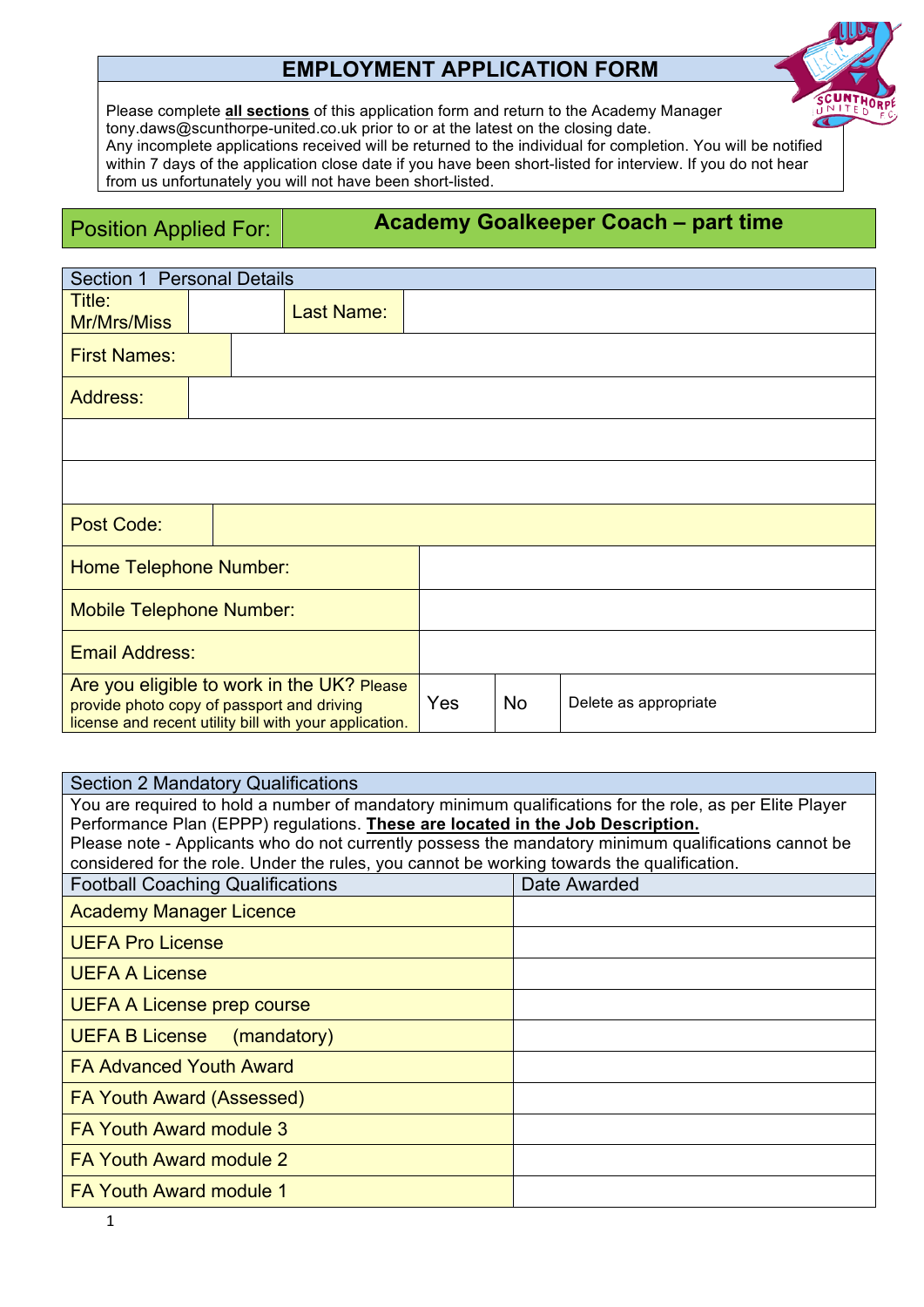# EMPLOYMENT APPLICATION FORM

Please complete **all sections** of this application form and return to the Academy Manager tony.daws@scunthorpe-united.co.uk prior to or at the latest on the closing date.
Any incomplete applications received will be returned to the individual for completion. You will be notified within 7 days of the application close date if you have been short-listed for interview. If you do not hear from us unfortunately you will not have been short-listed.

| Position Applied For: | **Academy Goalkeeper Coach – part time** |
|---|---|

## Section 1 Personal Details

| Title: Mr/Mrs/Miss | | Last Name: | | |
|---|---|---|---|---|
| First Names: | | | | |
| Address: | | | | |
| | | | | |
| | | | | |
| Post Code: | | | | |
| Home Telephone Number: | | | | |
| Mobile Telephone Number: | | | | |
| Email Address: | | | | |
| Are you eligible to work in the UK? Please provide photo copy of passport and driving license and recent utility bill with your application. | Yes | No | Delete as appropriate | |

## Section 2 Mandatory Qualifications

You are required to hold a number of mandatory minimum qualifications for the role, as per Elite Player Performance Plan (EPPP) regulations. **These are located in the Job Description.**
Please note - Applicants who do not currently possess the mandatory minimum qualifications cannot be considered for the role. Under the rules, you cannot be working towards the qualification.

| Football Coaching Qualifications | Date Awarded |
|---|---|
| Academy Manager Licence | |
| UEFA Pro License | |
| UEFA A License | |
| UEFA A License prep course | |
| UEFA B License (mandatory) | |
| FA Advanced Youth Award | |
| FA Youth Award (Assessed) | |
| FA Youth Award module 3 | |
| FA Youth Award module 2 | |
| FA Youth Award module 1 | |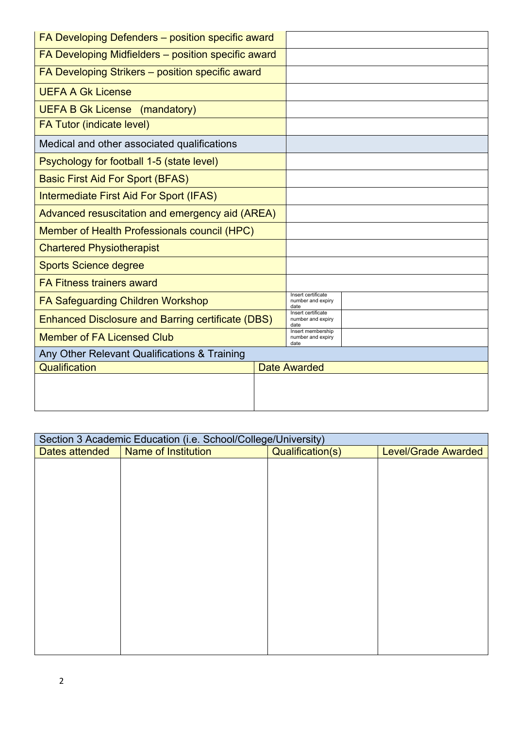| | | |
|---|---|---|
| FA Developing Defenders – position specific award | | |
| FA Developing Midfielders – position specific award | | |
| FA Developing Strikers – position specific award | | |
| UEFA A Gk License | | |
| UEFA B Gk License (mandatory) | | |
| FA Tutor (indicate level) | | |
| Medical and other associated qualifications | | |
| Psychology for football 1-5 (state level) | | |
| Basic First Aid For Sport (BFAS) | | |
| Intermediate First Aid For Sport (IFAS) | | |
| Advanced resuscitation and emergency aid (AREA) | | |
| Member of Health Professionals council (HPC) | | |
| Chartered Physiotherapist | | |
| Sports Science degree | | |
| FA Fitness trainers award | | |
| FA Safeguarding Children Workshop | Insert certificate number and expiry date | |
| Enhanced Disclosure and Barring certificate (DBS) | Insert certificate number and expiry date | |
| Member of FA Licensed Club | Insert membership number and expiry date | |

| Any Other Relevant Qualifications & Training | |
|---|---|
| Qualification | Date Awarded |
| | |

| Section 3 Academic Education (i.e. School/College/University) | | | |
|---|---|---|---|
| Dates attended | Name of Institution | Qualification(s) | Level/Grade Awarded |
| | | | |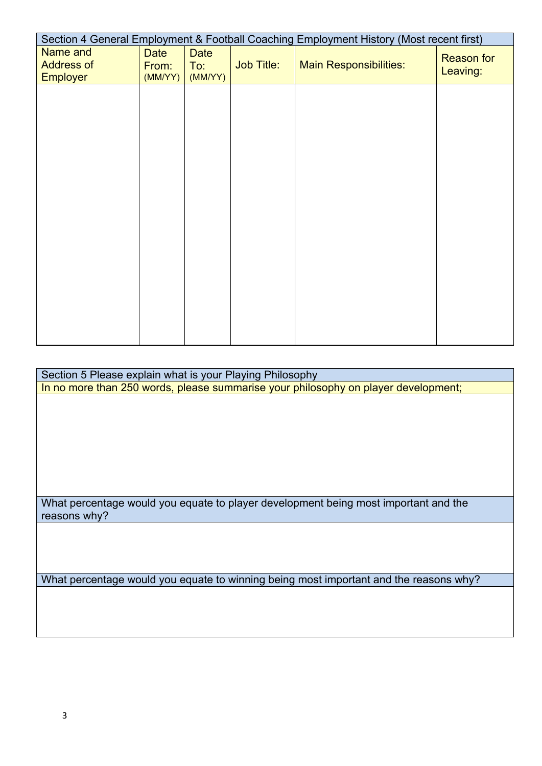## Section 4 General Employment & Football Coaching Employment History (Most recent first)

| Name and Address of Employer | Date From: (MM/YY) | Date To: (MM/YY) | Job Title: | Main Responsibilities: | Reason for Leaving: |
|---|---|---|---|---|---|
| | | | | | |

## Section 5 Please explain what is your Playing Philosophy

In no more than 250 words, please summarise your philosophy on player development;

What percentage would you equate to player development being most important and the reasons why?

What percentage would you equate to winning being most important and the reasons why?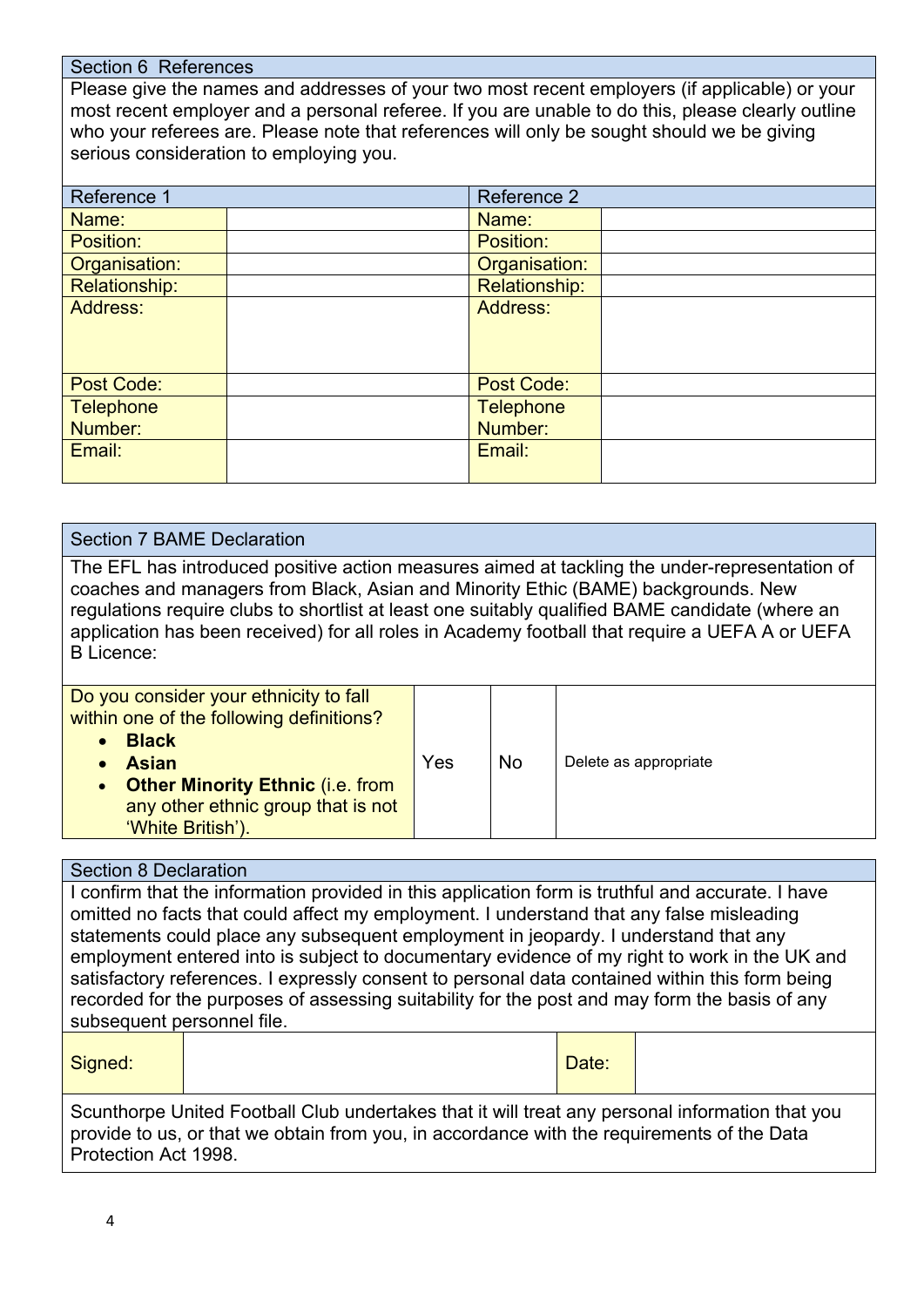## Section 6 References

Please give the names and addresses of your two most recent employers (if applicable) or your most recent employer and a personal referee. If you are unable to do this, please clearly outline who your referees are. Please note that references will only be sought should we be giving serious consideration to employing you.

| Reference 1 | | Reference 2 | |
|---|---|---|---|
| Name: | | Name: | |
| Position: | | Position: | |
| Organisation: | | Organisation: | |
| Relationship: | | Relationship: | |
| Address: | | Address: | |
| Post Code: | | Post Code: | |
| Telephone Number: | | Telephone Number: | |
| Email: | | Email: | |

## Section 7 BAME Declaration

The EFL has introduced positive action measures aimed at tackling the under-representation of coaches and managers from Black, Asian and Minority Ethic (BAME) backgrounds. New regulations require clubs to shortlist at least one suitably qualified BAME candidate (where an application has been received) for all roles in Academy football that require a UEFA A or UEFA B Licence:

| Do you consider your ethnicity to fall within one of the following definitions?<br>• **Black**<br>• **Asian**<br>• **Other Minority Ethnic** (i.e. from any other ethnic group that is not 'White British'). | Yes | No | Delete as appropriate |
|---|---|---|---|

## Section 8 Declaration

I confirm that the information provided in this application form is truthful and accurate. I have omitted no facts that could affect my employment. I understand that any false misleading statements could place any subsequent employment in jeopardy. I understand that any employment entered into is subject to documentary evidence of my right to work in the UK and satisfactory references. I expressly consent to personal data contained within this form being recorded for the purposes of assessing suitability for the post and may form the basis of any subsequent personnel file.

| Signed: | | Date: | |
|---|---|---|---|

Scunthorpe United Football Club undertakes that it will treat any personal information that you provide to us, or that we obtain from you, in accordance with the requirements of the Data Protection Act 1998.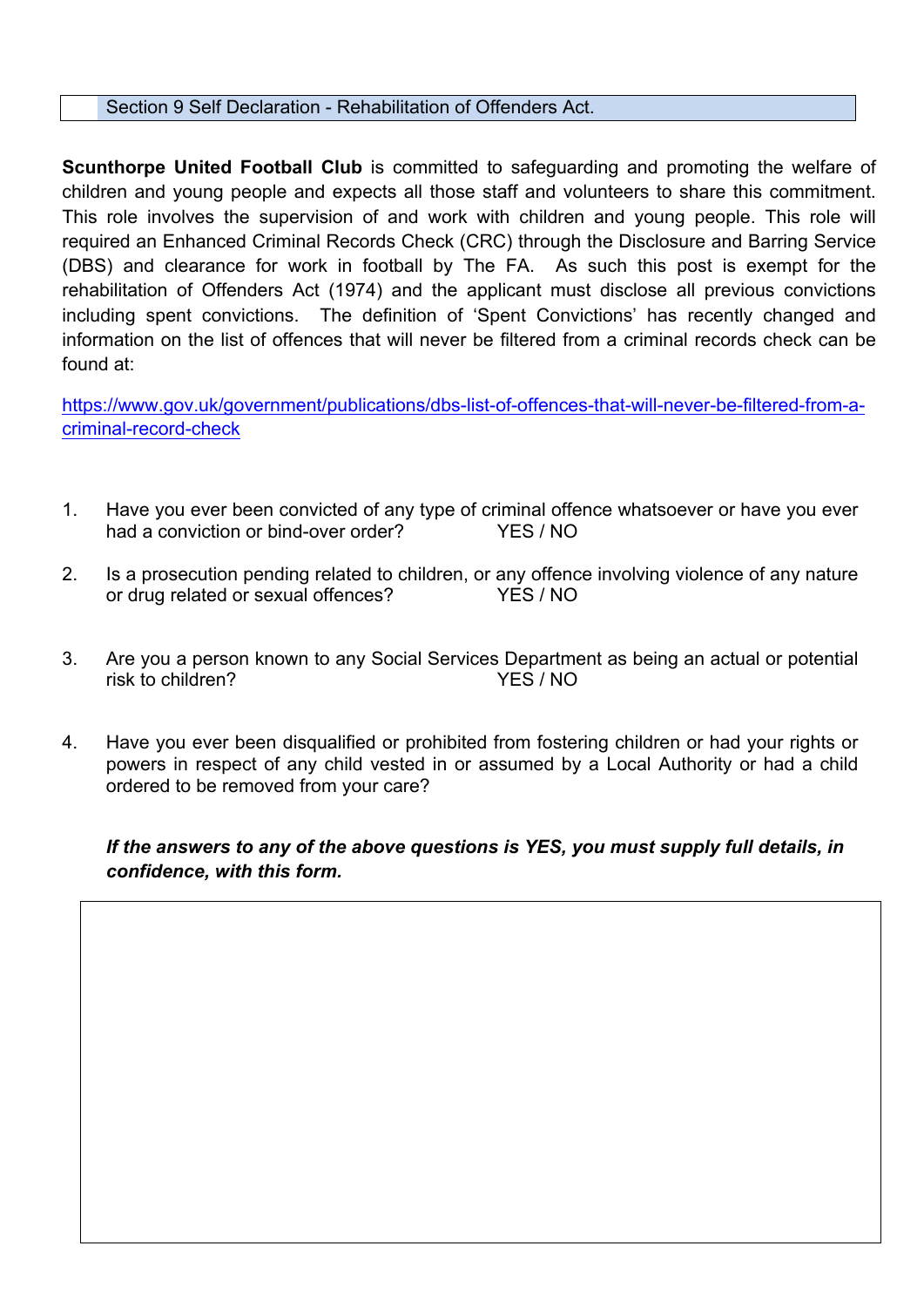## Section 9 Self Declaration - Rehabilitation of Offenders Act.

**Scunthorpe United Football Club** is committed to safeguarding and promoting the welfare of children and young people and expects all those staff and volunteers to share this commitment. This role involves the supervision of and work with children and young people. This role will required an Enhanced Criminal Records Check (CRC) through the Disclosure and Barring Service (DBS) and clearance for work in football by The FA. As such this post is exempt for the rehabilitation of Offenders Act (1974) and the applicant must disclose all previous convictions including spent convictions. The definition of 'Spent Convictions' has recently changed and information on the list of offences that will never be filtered from a criminal records check can be found at:

https://www.gov.uk/government/publications/dbs-list-of-offences-that-will-never-be-filtered-from-a-criminal-record-check

1. Have you ever been convicted of any type of criminal offence whatsoever or have you ever had a conviction or bind-over order? YES / NO

2. Is a prosecution pending related to children, or any offence involving violence of any nature or drug related or sexual offences? YES / NO

3. Are you a person known to any Social Services Department as being an actual or potential risk to children? YES / NO

4. Have you ever been disqualified or prohibited from fostering children or had your rights or powers in respect of any child vested in or assumed by a Local Authority or had a child ordered to be removed from your care?

***If the answers to any of the above questions is YES, you must supply full details, in confidence, with this form.***

| |
|---|
| |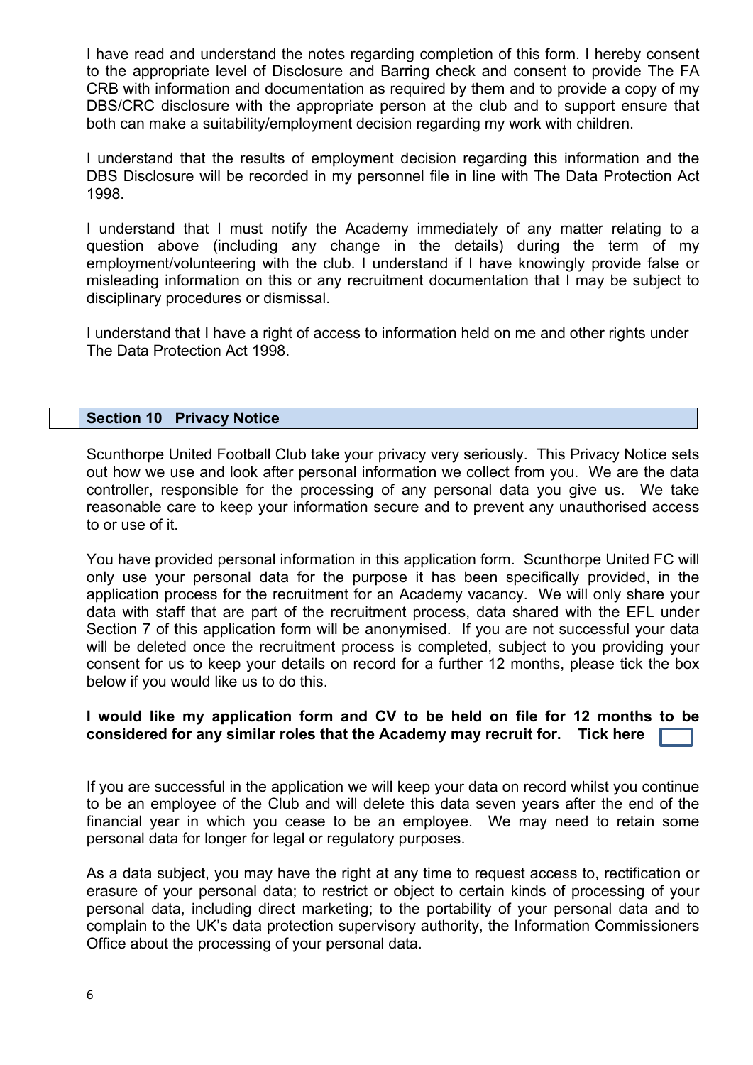I have read and understand the notes regarding completion of this form. I hereby consent to the appropriate level of Disclosure and Barring check and consent to provide The FA CRB with information and documentation as required by them and to provide a copy of my DBS/CRC disclosure with the appropriate person at the club and to support ensure that both can make a suitability/employment decision regarding my work with children.

I understand that the results of employment decision regarding this information and the DBS Disclosure will be recorded in my personnel file in line with The Data Protection Act 1998.

I understand that I must notify the Academy immediately of any matter relating to a question above (including any change in the details) during the term of my employment/volunteering with the club. I understand if I have knowingly provide false or misleading information on this or any recruitment documentation that I may be subject to disciplinary procedures or dismissal.

I understand that I have a right of access to information held on me and other rights under The Data Protection Act 1998.

## Section 10 Privacy Notice

Scunthorpe United Football Club take your privacy very seriously. This Privacy Notice sets out how we use and look after personal information we collect from you. We are the data controller, responsible for the processing of any personal data you give us. We take reasonable care to keep your information secure and to prevent any unauthorised access to or use of it.

You have provided personal information in this application form. Scunthorpe United FC will only use your personal data for the purpose it has been specifically provided, in the application process for the recruitment for an Academy vacancy. We will only share your data with staff that are part of the recruitment process, data shared with the EFL under Section 7 of this application form will be anonymised. If you are not successful your data will be deleted once the recruitment process is completed, subject to you providing your consent for us to keep your details on record for a further 12 months, please tick the box below if you would like us to do this.

**I would like my application form and CV to be held on file for 12 months to be considered for any similar roles that the Academy may recruit for. Tick here** ☐

If you are successful in the application we will keep your data on record whilst you continue to be an employee of the Club and will delete this data seven years after the end of the financial year in which you cease to be an employee. We may need to retain some personal data for longer for legal or regulatory purposes.

As a data subject, you may have the right at any time to request access to, rectification or erasure of your personal data; to restrict or object to certain kinds of processing of your personal data, including direct marketing; to the portability of your personal data and to complain to the UK's data protection supervisory authority, the Information Commissioners Office about the processing of your personal data.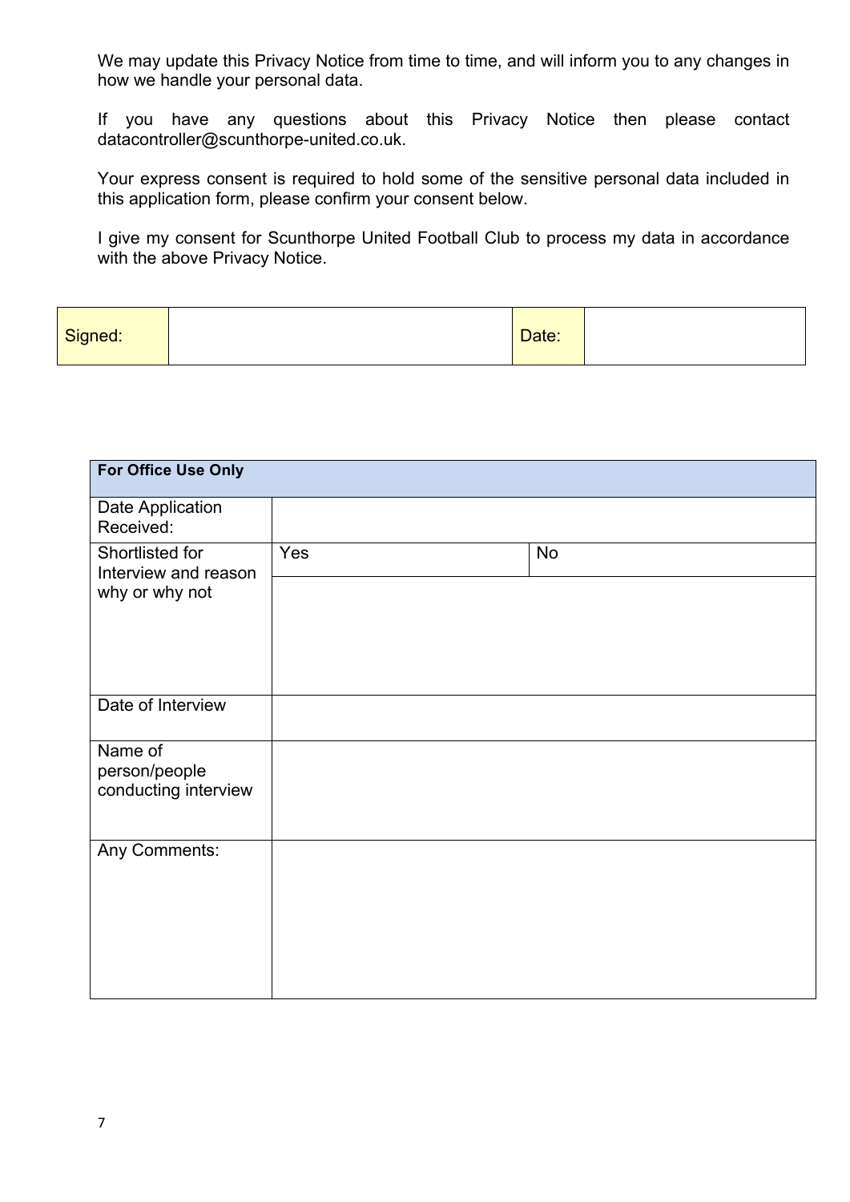We may update this Privacy Notice from time to time, and will inform you to any changes in how we handle your personal data.

If you have any questions about this Privacy Notice then please contact datacontroller@scunthorpe-united.co.uk.

Your express consent is required to hold some of the sensitive personal data included in this application form, please confirm your consent below.

I give my consent for Scunthorpe United Football Club to process my data in accordance with the above Privacy Notice.

| | | | |
|---|---|---|---|
| Signed: | | Date: | |

| **For Office Use Only** | | |
|---|---|---|
| Date Application Received: | | |
| Shortlisted for Interview and reason why or why not | Yes | No |
| | | |
| Date of Interview | | |
| Name of person/people conducting interview | | |
| Any Comments: | | |